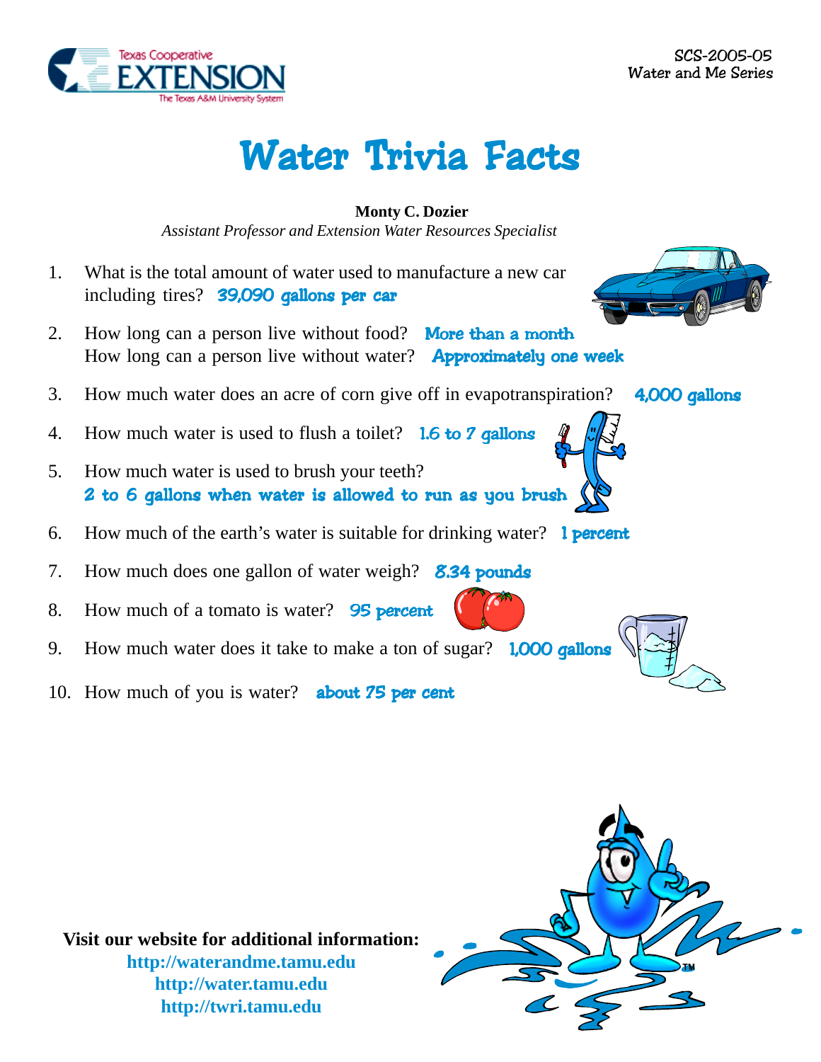Texas Cooperative EXTENSION
The Texas A&M University System

SCS-2005-05
Water and Me Series

# Water Trivia Facts

**Monty C. Dozier**
*Assistant Professor and Extension Water Resources Specialist*

1. What is the total amount of water used to manufacture a new car including tires? **39,090 gallons per car**
2. How long can a person live without food? **More than a month**
   How long can a person live without water? **Approximately one week**
3. How much water does an acre of corn give off in evapotranspiration? **4,000 gallons**
4. How much water is used to flush a toilet? **1.6 to 7 gallons**
5. How much water is used to brush your teeth?
   **2 to 6 gallons when water is allowed to run as you brush**
6. How much of the earth's water is suitable for drinking water? **1 percent**
7. How much does one gallon of water weigh? **8.34 pounds**
8. How much of a tomato is water? **95 percent**
9. How much water does it take to make a ton of sugar? **1,000 gallons**
10. How much of you is water? **about 75 per cent**

**Visit our website for additional information:**

**http://waterandme.tamu.edu**
**http://water.tamu.edu**
**http://twri.tamu.edu**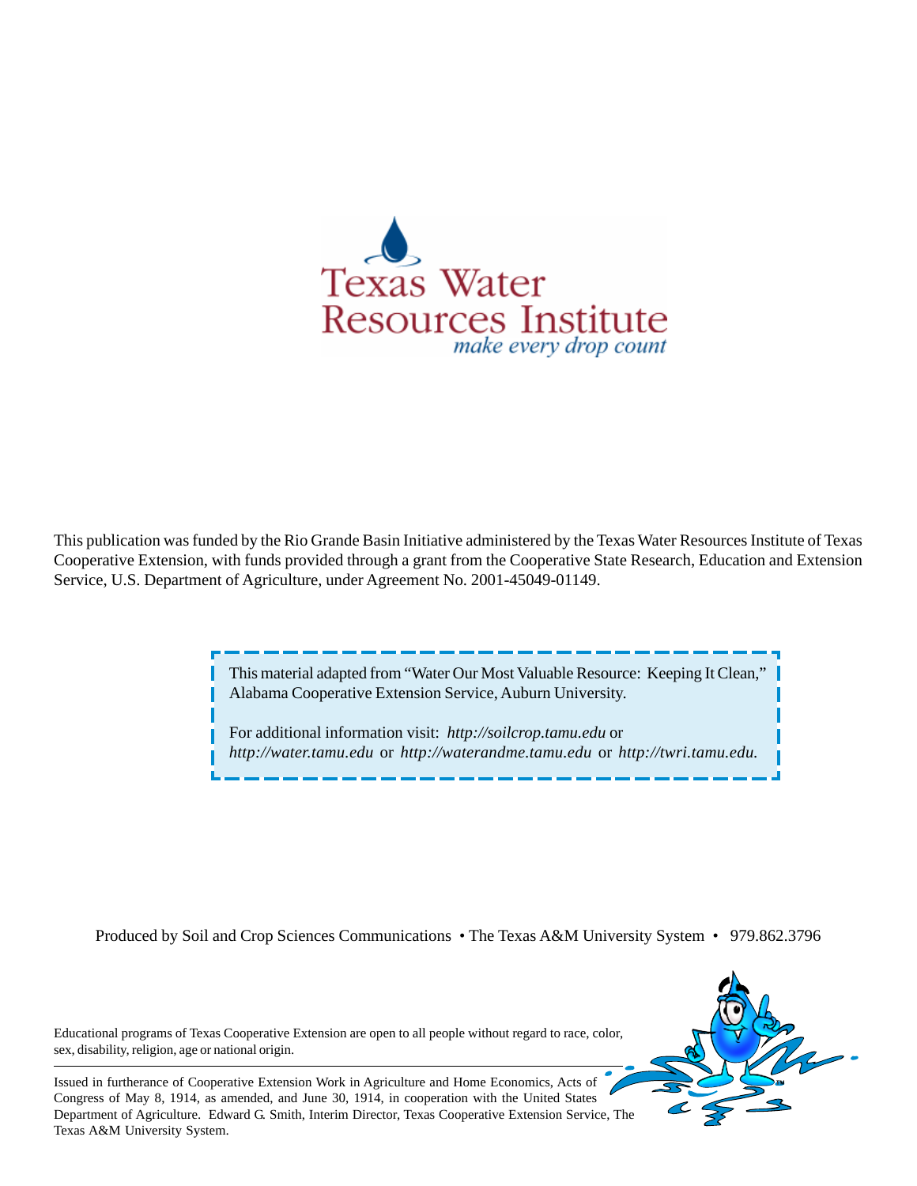Texas Water Resources Institute

*make every drop count*

This publication was funded by the Rio Grande Basin Initiative administered by the Texas Water Resources Institute of Texas Cooperative Extension, with funds provided through a grant from the Cooperative State Research, Education and Extension Service, U.S. Department of Agriculture, under Agreement No. 2001-45049-01149.

This material adapted from "Water Our Most Valuable Resource: Keeping It Clean," Alabama Cooperative Extension Service, Auburn University.

For additional information visit: *http://soilcrop.tamu.edu* or *http://water.tamu.edu* or *http://waterandme.tamu.edu* or *http://twri.tamu.edu.*

Produced by Soil and Crop Sciences Communications • The Texas A&M University System • 979.862.3796

Educational programs of Texas Cooperative Extension are open to all people without regard to race, color, sex, disability, religion, age or national origin.

Issued in furtherance of Cooperative Extension Work in Agriculture and Home Economics, Acts of Congress of May 8, 1914, as amended, and June 30, 1914, in cooperation with the United States Department of Agriculture. Edward G. Smith, Interim Director, Texas Cooperative Extension Service, The Texas A&M University System.